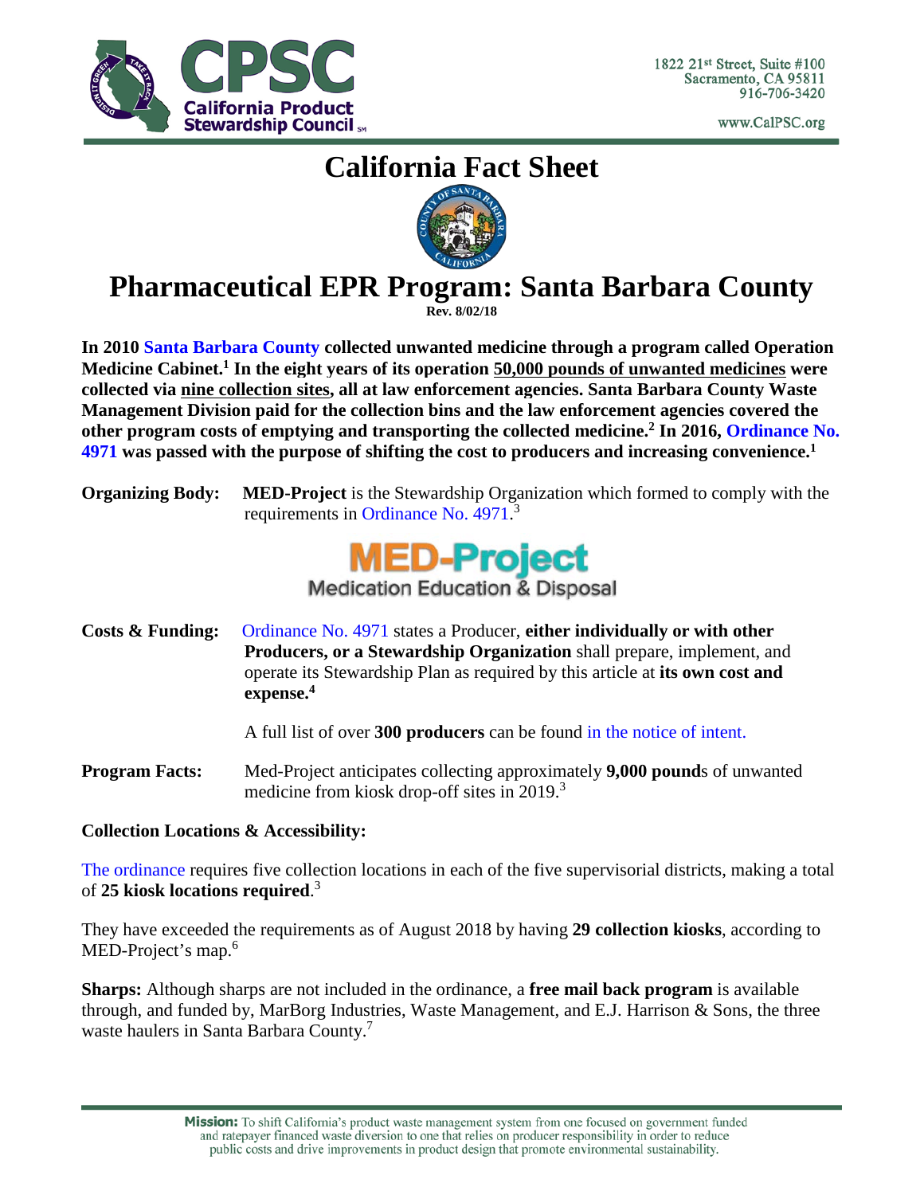1822 21st Street, Suite #100
Sacramento, CA 95811
916-706-3420

www.CalPSC.org

# California Fact Sheet

# Pharmaceutical EPR Program: Santa Barbara County

**Rev. 8/02/18**

**In 2010 Santa Barbara County collected unwanted medicine through a program called Operation Medicine Cabinet.[1] In the eight years of its operation 50,000 pounds of unwanted medicines were collected via nine collection sites, all at law enforcement agencies. Santa Barbara County Waste Management Division paid for the collection bins and the law enforcement agencies covered the other program costs of emptying and transporting the collected medicine.[2] In 2016, Ordinance No. 4971 was passed with the purpose of shifting the cost to producers and increasing convenience.[1]**

**Organizing Body:** **MED-Project** is the Stewardship Organization which formed to comply with the requirements in Ordinance No. 4971.[3]

MED-Project
Medication Education & Disposal

**Costs & Funding:** Ordinance No. 4971 states a Producer, **either individually or with other Producers, or a Stewardship Organization** shall prepare, implement, and operate its Stewardship Plan as required by this article at **its own cost and expense.[4]**

A full list of over **300 producers** can be found in the notice of intent.

**Program Facts:** Med-Project anticipates collecting approximately **9,000 pound**s of unwanted medicine from kiosk drop-off sites in 2019.[3]

**Collection Locations & Accessibility:**

The ordinance requires five collection locations in each of the five supervisorial districts, making a total of **25 kiosk locations required**.[3]

They have exceeded the requirements as of August 2018 by having **29 collection kiosks**, according to MED-Project's map.[6]

**Sharps:** Although sharps are not included in the ordinance, a **free mail back program** is available through, and funded by, MarBorg Industries, Waste Management, and E.J. Harrison & Sons, the three waste haulers in Santa Barbara County.[7]

**Mission:** To shift California's product waste management system from one focused on government funded and ratepayer financed waste diversion to one that relies on producer responsibility in order to reduce public costs and drive improvements in product design that promote environmental sustainability.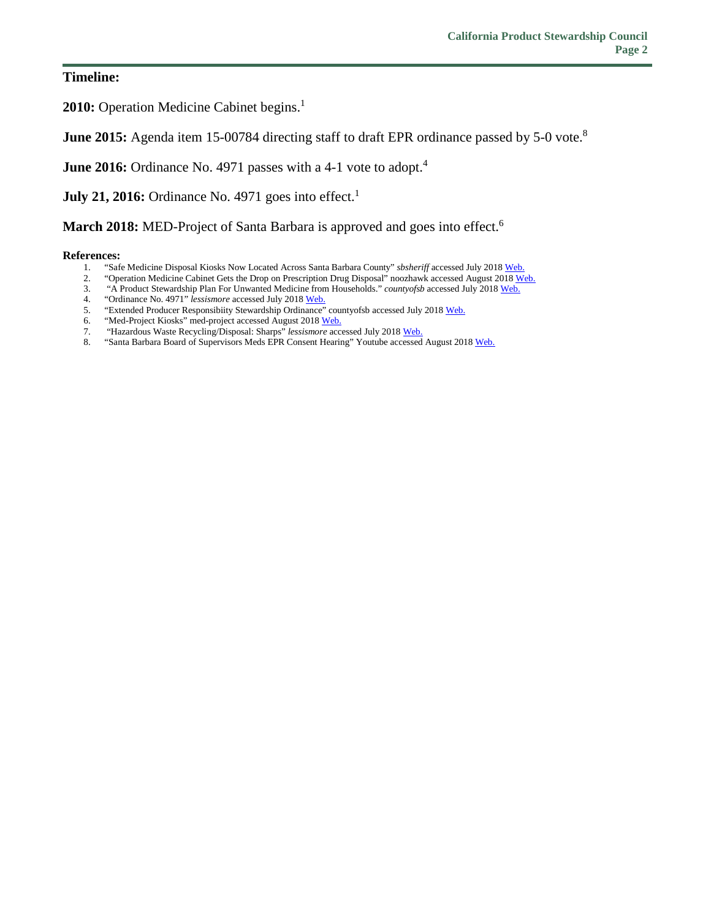## Timeline:

**2010:** Operation Medicine Cabinet begins.[1]

**June 2015:** Agenda item 15-00784 directing staff to draft EPR ordinance passed by 5-0 vote.[8]

**June 2016:** Ordinance No. 4971 passes with a 4-1 vote to adopt.[4]

**July 21, 2016:** Ordinance No. 4971 goes into effect.[1]

**March 2018:** MED-Project of Santa Barbara is approved and goes into effect.[6]

**References:**

1. "Safe Medicine Disposal Kiosks Now Located Across Santa Barbara County" *sbsheriff* accessed July 2018 Web.
2. "Operation Medicine Cabinet Gets the Drop on Prescription Drug Disposal" noozhawk accessed August 2018 Web.
3. "A Product Stewardship Plan For Unwanted Medicine from Households." *countyofsb* accessed July 2018 Web.
4. "Ordinance No. 4971" *lessismore* accessed July 2018 Web.
5. "Extended Producer Responsibiity Stewardship Ordinance" countyofsb accessed July 2018 Web.
6. "Med-Project Kiosks" med-project accessed August 2018 Web.
7. "Hazardous Waste Recycling/Disposal: Sharps" *lessismore* accessed July 2018 Web.
8. "Santa Barbara Board of Supervisors Meds EPR Consent Hearing" Youtube accessed August 2018 Web.